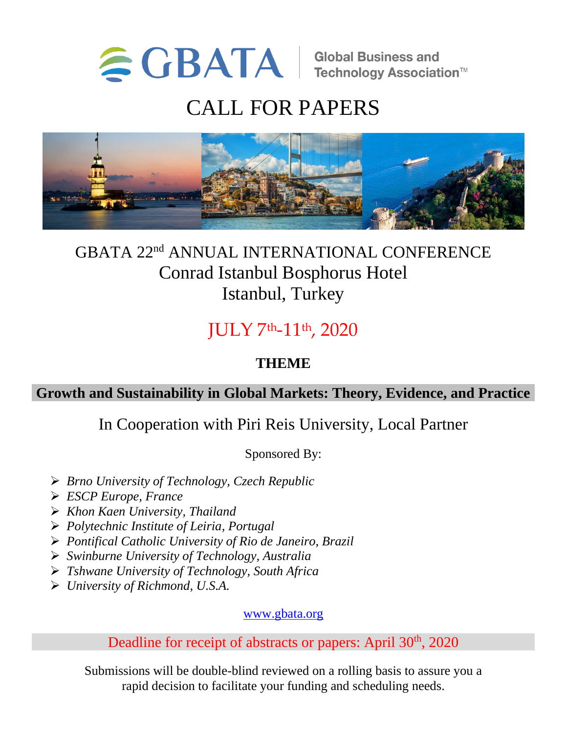GBATA | Global Business and Technology Association™

# CALL FOR PAPERS

## GBATA 22nd ANNUAL INTERNATIONAL CONFERENCE
## Conrad Istanbul Bosphorus Hotel
## Istanbul, Turkey

## JULY 7th-11th, 2020

**THEME**

**Growth and Sustainability in Global Markets: Theory, Evidence, and Practice**

In Cooperation with Piri Reis University, Local Partner

Sponsored By:

- *Brno University of Technology, Czech Republic*
- *ESCP Europe, France*
- *Khon Kaen University, Thailand*
- *Polytechnic Institute of Leiria, Portugal*
- *Pontifical Catholic University of Rio de Janeiro, Brazil*
- *Swinburne University of Technology, Australia*
- *Tshwane University of Technology, South Africa*
- *University of Richmond, U.S.A.*

www.gbata.org

Deadline for receipt of abstracts or papers: April 30th, 2020

Submissions will be double-blind reviewed on a rolling basis to assure you a rapid decision to facilitate your funding and scheduling needs.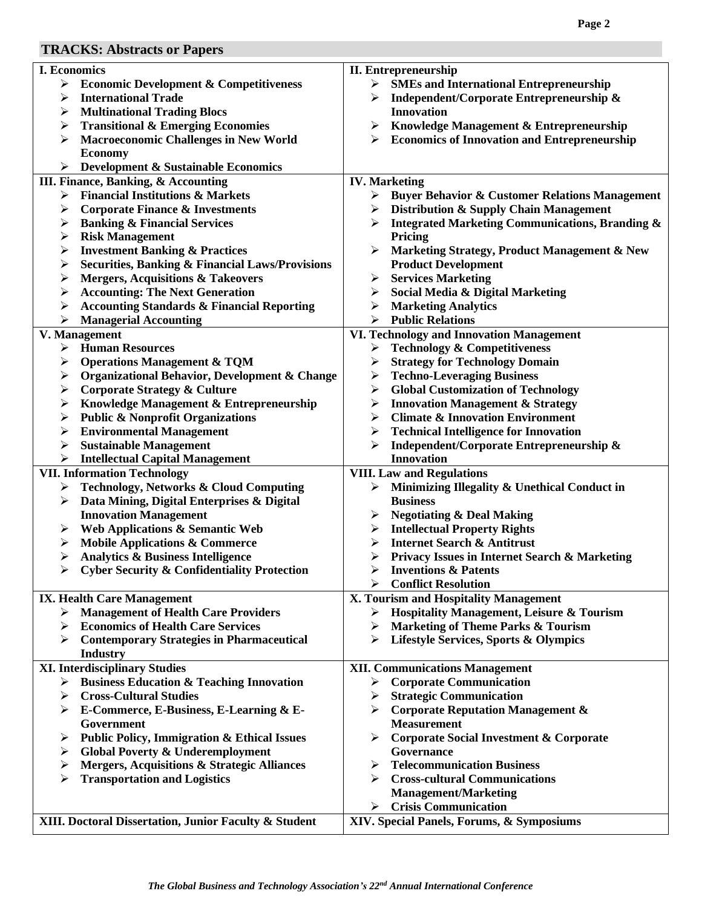## TRACKS: Abstracts or Papers

**I. Economics**

- **Economic Development & Competitiveness**
- **International Trade**
- **Multinational Trading Blocs**
- **Transitional & Emerging Economies**
- **Macroeconomic Challenges in New World Economy**
- **Development & Sustainable Economics**

**II. Entrepreneurship**

- **SMEs and International Entrepreneurship**
- **Independent/Corporate Entrepreneurship & Innovation**
- **Knowledge Management & Entrepreneurship**
- **Economics of Innovation and Entrepreneurship**

**III. Finance, Banking, & Accounting**

- **Financial Institutions & Markets**
- **Corporate Finance & Investments**
- **Banking & Financial Services**
- **Risk Management**
- **Investment Banking & Practices**
- **Securities, Banking & Financial Laws/Provisions**
- **Mergers, Acquisitions & Takeovers**
- **Accounting: The Next Generation**
- **Accounting Standards & Financial Reporting**
- **Managerial Accounting**

**IV. Marketing**

- **Buyer Behavior & Customer Relations Management**
- **Distribution & Supply Chain Management**
- **Integrated Marketing Communications, Branding & Pricing**
- **Marketing Strategy, Product Management & New Product Development**
- **Services Marketing**
- **Social Media & Digital Marketing**
- **Marketing Analytics**
- **Public Relations**

**V. Management**

- **Human Resources**
- **Operations Management & TQM**
- **Organizational Behavior, Development & Change**
- **Corporate Strategy & Culture**
- **Knowledge Management & Entrepreneurship**
- **Public & Nonprofit Organizations**
- **Environmental Management**
- **Sustainable Management**
- **Intellectual Capital Management**

**VI. Technology and Innovation Management**

- **Technology & Competitiveness**
- **Strategy for Technology Domain**
- **Techno-Leveraging Business**
- **Global Customization of Technology**
- **Innovation Management & Strategy**
- **Climate & Innovation Environment**
- **Technical Intelligence for Innovation**
- **Independent/Corporate Entrepreneurship & Innovation**

**VII. Information Technology**

- **Technology, Networks & Cloud Computing**
- **Data Mining, Digital Enterprises & Digital Innovation Management**
- **Web Applications & Semantic Web**
- **Mobile Applications & Commerce**
- **Analytics & Business Intelligence**
- **Cyber Security & Confidentiality Protection**

**VIII. Law and Regulations**

- **Minimizing Illegality & Unethical Conduct in Business**
- **Negotiating & Deal Making**
- **Intellectual Property Rights**
- **Internet Search & Antitrust**
- **Privacy Issues in Internet Search & Marketing**
- **Inventions & Patents**
- **Conflict Resolution**

**IX. Health Care Management**

- **Management of Health Care Providers**
- **Economics of Health Care Services**
- **Contemporary Strategies in Pharmaceutical Industry**

**X. Tourism and Hospitality Management**

- **Hospitality Management, Leisure & Tourism**
- **Marketing of Theme Parks & Tourism**
- **Lifestyle Services, Sports & Olympics**

**XI. Interdisciplinary Studies**

- **Business Education & Teaching Innovation**
- **Cross-Cultural Studies**
- **E-Commerce, E-Business, E-Learning & E-Government**
- **Public Policy, Immigration & Ethical Issues**
- **Global Poverty & Underemployment**
- **Mergers, Acquisitions & Strategic Alliances**
- **Transportation and Logistics**

**XII. Communications Management**

- **Corporate Communication**
- **Strategic Communication**
- **Corporate Reputation Management & Measurement**
- **Corporate Social Investment & Corporate Governance**
- **Telecommunication Business**
- **Cross-cultural Communications Management/Marketing**
- **Crisis Communication**

**XIII. Doctoral Dissertation, Junior Faculty & Student**

**XIV. Special Panels, Forums, & Symposiums**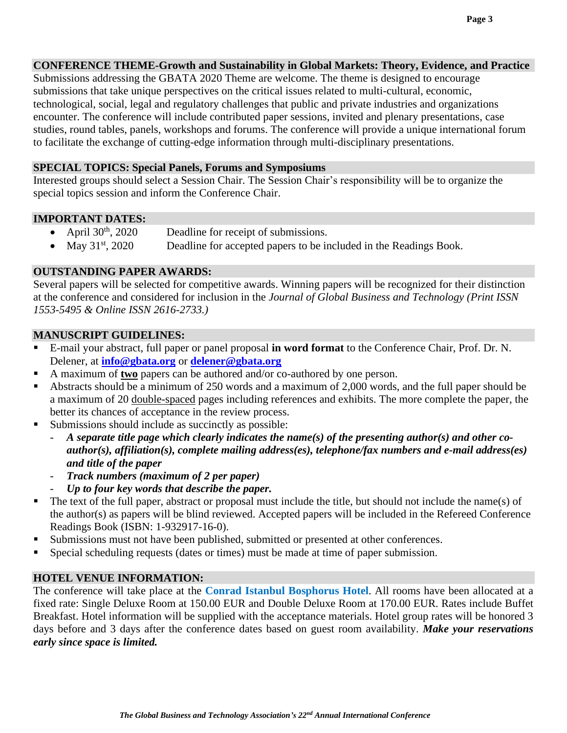## CONFERENCE THEME-Growth and Sustainability in Global Markets: Theory, Evidence, and Practice

Submissions addressing the GBATA 2020 Theme are welcome. The theme is designed to encourage submissions that take unique perspectives on the critical issues related to multi-cultural, economic, technological, social, legal and regulatory challenges that public and private industries and organizations encounter. The conference will include contributed paper sessions, invited and plenary presentations, case studies, round tables, panels, workshops and forums. The conference will provide a unique international forum to facilitate the exchange of cutting-edge information through multi-disciplinary presentations.

## SPECIAL TOPICS: Special Panels, Forums and Symposiums

Interested groups should select a Session Chair. The Session Chair's responsibility will be to organize the special topics session and inform the Conference Chair.

## IMPORTANT DATES:

- April 30th, 2020 Deadline for receipt of submissions.
- May 31st, 2020 Deadline for accepted papers to be included in the Readings Book.

## OUTSTANDING PAPER AWARDS:

Several papers will be selected for competitive awards. Winning papers will be recognized for their distinction at the conference and considered for inclusion in the *Journal of Global Business and Technology (Print ISSN 1553-5495 & Online ISSN 2616-2733.)*

## MANUSCRIPT GUIDELINES:

- E-mail your abstract, full paper or panel proposal **in word format** to the Conference Chair, Prof. Dr. N. Delener, at **info@gbata.org** or **delener@gbata.org**
- A maximum of **two** papers can be authored and/or co-authored by one person.
- Abstracts should be a minimum of 250 words and a maximum of 2,000 words, and the full paper should be a maximum of 20 double-spaced pages including references and exhibits. The more complete the paper, the better its chances of acceptance in the review process.
- Submissions should include as succinctly as possible:
  - ***A separate title page which clearly indicates the name(s) of the presenting author(s) and other co-author(s), affiliation(s), complete mailing address(es), telephone/fax numbers and e-mail address(es) and title of the paper***
  - ***Track numbers (maximum of 2 per paper)***
  - ***Up to four key words that describe the paper.***
- The text of the full paper, abstract or proposal must include the title, but should not include the name(s) of the author(s) as papers will be blind reviewed. Accepted papers will be included in the Refereed Conference Readings Book (ISBN: 1-932917-16-0).
- Submissions must not have been published, submitted or presented at other conferences.
- Special scheduling requests (dates or times) must be made at time of paper submission.

## HOTEL VENUE INFORMATION:

The conference will take place at the **Conrad Istanbul Bosphorus Hotel**. All rooms have been allocated at a fixed rate: Single Deluxe Room at 150.00 EUR and Double Deluxe Room at 170.00 EUR. Rates include Buffet Breakfast. Hotel information will be supplied with the acceptance materials. Hotel group rates will be honored 3 days before and 3 days after the conference dates based on guest room availability. ***Make your reservations early since space is limited.***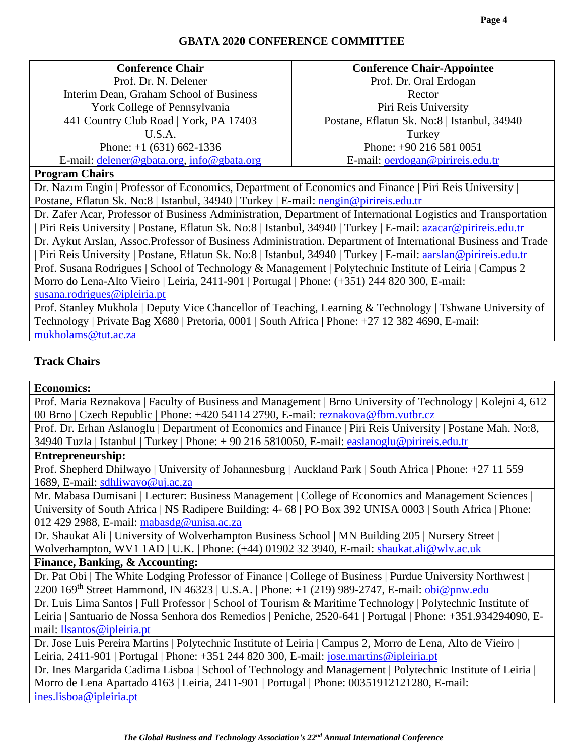## GBATA 2020 CONFERENCE COMMITTEE

| Conference Chair | Conference Chair-Appointee |
|---|---|
| Prof. Dr. N. Delener<br>Interim Dean, Graham School of Business<br>York College of Pennsylvania<br>441 Country Club Road \| York, PA 17403<br>U.S.A.<br>Phone: +1 (631) 662-1336<br>E-mail: delener@gbata.org, info@gbata.org | Prof. Dr. Oral Erdogan<br>Rector<br>Piri Reis University<br>Postane, Eflatun Sk. No:8 \| Istanbul, 34940<br>Turkey<br>Phone: +90 216 581 0051<br>E-mail: oerdogan@pirireis.edu.tr |

**Program Chairs**

Dr. Nazım Engin | Professor of Economics, Department of Economics and Finance | Piri Reis University | Postane, Eflatun Sk. No:8 | Istanbul, 34940 | Turkey | E-mail: nengin@pirireis.edu.tr

Dr. Zafer Acar, Professor of Business Administration, Department of International Logistics and Transportation | Piri Reis University | Postane, Eflatun Sk. No:8 | Istanbul, 34940 | Turkey | E-mail: azacar@pirireis.edu.tr

Dr. Aykut Arslan, Assoc.Professor of Business Administration. Department of International Business and Trade | Piri Reis University | Postane, Eflatun Sk. No:8 | Istanbul, 34940 | Turkey | E-mail: aarslan@pirireis.edu.tr

Prof. Susana Rodrigues | School of Technology & Management | Polytechnic Institute of Leiria | Campus 2 Morro do Lena-Alto Vieiro | Leiria, 2411-901 | Portugal | Phone: (+351) 244 820 300, E-mail: susana.rodrigues@ipleiria.pt

Prof. Stanley Mukhola | Deputy Vice Chancellor of Teaching, Learning & Technology | Tshwane University of Technology | Private Bag X680 | Pretoria, 0001 | South Africa | Phone: +27 12 382 4690, E-mail: mukholams@tut.ac.za

### Track Chairs

**Economics:**

Prof. Maria Reznakova | Faculty of Business and Management | Brno University of Technology | Kolejni 4, 612 00 Brno | Czech Republic | Phone: +420 54114 2790, E-mail: reznakova@fbm.vutbr.cz

Prof. Dr. Erhan Aslanoglu | Department of Economics and Finance | Piri Reis University | Postane Mah. No:8, 34940 Tuzla | Istanbul | Turkey | Phone: + 90 216 5810050, E-mail: easlanoglu@pirireis.edu.tr

**Entrepreneurship:**

Prof. Shepherd Dhilwayo | University of Johannesburg | Auckland Park | South Africa | Phone: +27 11 559 1689, E-mail: sdhliwayo@uj.ac.za

Mr. Mabasa Dumisani | Lecturer: Business Management | College of Economics and Management Sciences | University of South Africa | NS Radipere Building: 4- 68 | PO Box 392 UNISA 0003 | South Africa | Phone: 012 429 2988, E-mail: mabasdg@unisa.ac.za

Dr. Shaukat Ali | University of Wolverhampton Business School | MN Building 205 | Nursery Street | Wolverhampton, WV1 1AD | U.K. | Phone: (+44) 01902 32 3940, E-mail: shaukat.ali@wlv.ac.uk

**Finance, Banking, & Accounting:**

Dr. Pat Obi | The White Lodging Professor of Finance | College of Business | Purdue University Northwest | 2200 169th Street Hammond, IN 46323 | U.S.A. | Phone: +1 (219) 989-2747, E-mail: obi@pnw.edu

Dr. Luis Lima Santos | Full Professor | School of Tourism & Maritime Technology | Polytechnic Institute of Leiria | Santuario de Nossa Senhora dos Remedios | Peniche, 2520-641 | Portugal | Phone: +351.934294090, E-mail: llsantos@ipleiria.pt

Dr. Jose Luis Pereira Martins | Polytechnic Institute of Leiria | Campus 2, Morro de Lena, Alto de Vieiro | Leiria, 2411-901 | Portugal | Phone: +351 244 820 300, E-mail: jose.martins@ipleiria.pt

Dr. Ines Margarida Cadima Lisboa | School of Technology and Management | Polytechnic Institute of Leiria | Morro de Lena Apartado 4163 | Leiria, 2411-901 | Portugal | Phone: 00351912121280, E-mail: ines.lisboa@ipleiria.pt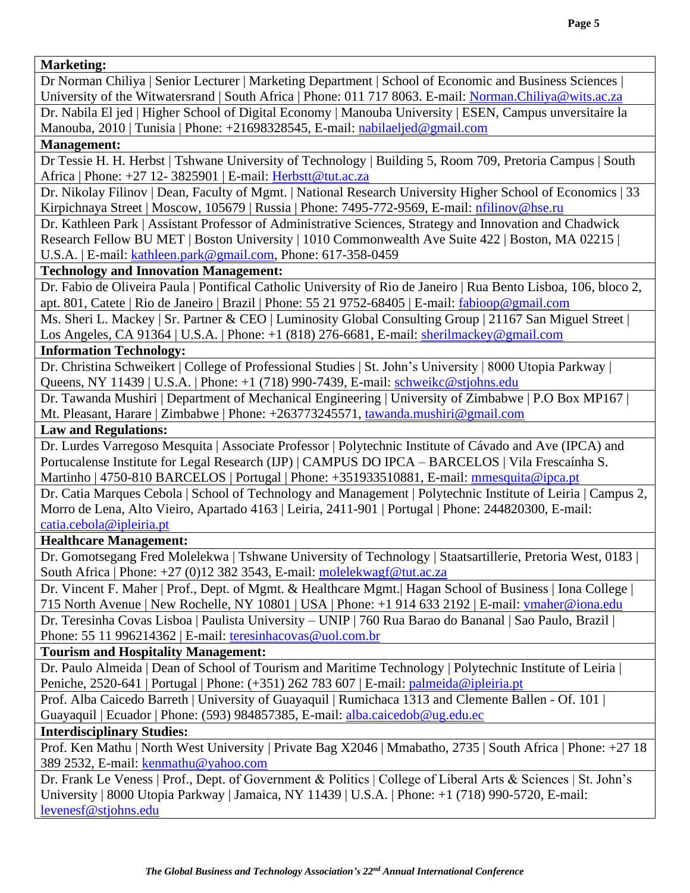**Marketing:**

Dr Norman Chiliya | Senior Lecturer | Marketing Department | School of Economic and Business Sciences | University of the Witwatersrand | South Africa | Phone: 011 717 8063. E-mail: Norman.Chiliya@wits.ac.za

Dr. Nabila El jed | Higher School of Digital Economy | Manouba University | ESEN, Campus unversitaire la Manouba, 2010 | Tunisia | Phone: +21698328545, E-mail: nabilaeljed@gmail.com

**Management:**

Dr Tessie H. H. Herbst | Tshwane University of Technology | Building 5, Room 709, Pretoria Campus | South Africa | Phone: +27 12- 3825901 | E-mail: Herbstt@tut.ac.za

Dr. Nikolay Filinov | Dean, Faculty of Mgmt. | National Research University Higher School of Economics | 33 Kirpichnaya Street | Moscow, 105679 | Russia | Phone: 7495-772-9569, E-mail: nfilinov@hse.ru

Dr. Kathleen Park | Assistant Professor of Administrative Sciences, Strategy and Innovation and Chadwick Research Fellow BU MET | Boston University | 1010 Commonwealth Ave Suite 422 | Boston, MA 02215 | U.S.A. | E-mail: kathleen.park@gmail.com, Phone: 617-358-0459

**Technology and Innovation Management:**

Dr. Fabio de Oliveira Paula | Pontifical Catholic University of Rio de Janeiro | Rua Bento Lisboa, 106, bloco 2, apt. 801, Catete | Rio de Janeiro | Brazil | Phone: 55 21 9752-68405 | E-mail: fabioop@gmail.com

Ms. Sheri L. Mackey | Sr. Partner & CEO | Luminosity Global Consulting Group | 21167 San Miguel Street | Los Angeles, CA 91364 | U.S.A. | Phone: +1 (818) 276-6681, E-mail: sherilmackey@gmail.com

**Information Technology:**

Dr. Christina Schweikert | College of Professional Studies | St. John's University | 8000 Utopia Parkway | Queens, NY 11439 | U.S.A. | Phone: +1 (718) 990-7439, E-mail: schweikc@stjohns.edu

Dr. Tawanda Mushiri | Department of Mechanical Engineering | University of Zimbabwe | P.O Box MP167 | Mt. Pleasant, Harare | Zimbabwe | Phone: +263773245571, tawanda.mushiri@gmail.com

**Law and Regulations:**

Dr. Lurdes Varregoso Mesquita | Associate Professor | Polytechnic Institute of Cávado and Ave (IPCA) and Portucalense Institute for Legal Research (IJP) | CAMPUS DO IPCA – BARCELOS | Vila Frescaínha S. Martinho | 4750-810 BARCELOS | Portugal | Phone: +351933510881, E-mail: mmesquita@ipca.pt

Dr. Catia Marques Cebola | School of Technology and Management | Polytechnic Institute of Leiria | Campus 2, Morro de Lena, Alto Vieiro, Apartado 4163 | Leiria, 2411-901 | Portugal | Phone: 244820300, E-mail: catia.cebola@ipleiria.pt

**Healthcare Management:**

Dr. Gomotsegang Fred Molelekwa | Tshwane University of Technology | Staatsartillerie, Pretoria West, 0183 | South Africa | Phone: +27 (0)12 382 3543, E-mail: molelekwagf@tut.ac.za

Dr. Vincent F. Maher | Prof., Dept. of Mgmt. & Healthcare Mgmt.| Hagan School of Business | Iona College | 715 North Avenue | New Rochelle, NY 10801 | USA | Phone: +1 914 633 2192 | E-mail: vmaher@iona.edu

Dr. Teresinha Covas Lisboa | Paulista University – UNIP | 760 Rua Barao do Bananal | Sao Paulo, Brazil | Phone: 55 11 996214362 | E-mail: teresinhacovas@uol.com.br

**Tourism and Hospitality Management:**

Dr. Paulo Almeida | Dean of School of Tourism and Maritime Technology | Polytechnic Institute of Leiria | Peniche, 2520-641 | Portugal | Phone: (+351) 262 783 607 | E-mail: palmeida@ipleiria.pt

Prof. Alba Caicedo Barreth | University of Guayaquil | Rumichaca 1313 and Clemente Ballen - Of. 101 | Guayaquil | Ecuador | Phone: (593) 984857385, E-mail: alba.caicedob@ug.edu.ec

**Interdisciplinary Studies:**

Prof. Ken Mathu | North West University | Private Bag X2046 | Mmabatho, 2735 | South Africa | Phone: +27 18 389 2532, E-mail: kenmathu@yahoo.com

Dr. Frank Le Veness | Prof., Dept. of Government & Politics | College of Liberal Arts & Sciences | St. John's University | 8000 Utopia Parkway | Jamaica, NY 11439 | U.S.A. | Phone: +1 (718) 990-5720, E-mail: levenesf@stjohns.edu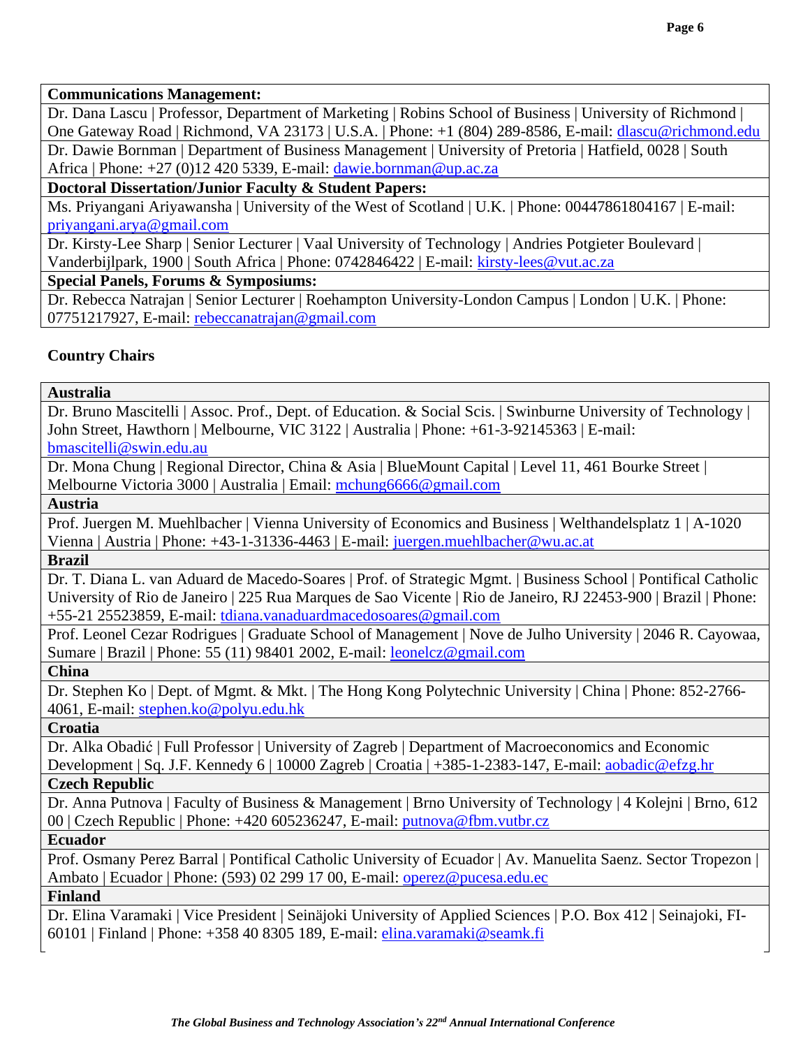| **Communications Management:** |
|---|
| Dr. Dana Lascu \| Professor, Department of Marketing \| Robins School of Business \| University of Richmond \| One Gateway Road \| Richmond, VA 23173 \| U.S.A. \| Phone: +1 (804) 289-8586, E-mail: dlascu@richmond.edu |
| Dr. Dawie Bornman \| Department of Business Management \| University of Pretoria \| Hatfield, 0028 \| South Africa \| Phone: +27 (0)12 420 5339, E-mail: dawie.bornman@up.ac.za |
| **Doctoral Dissertation/Junior Faculty & Student Papers:** |
| Ms. Priyangani Ariyawansha \| University of the West of Scotland \| U.K. \| Phone: 00447861804167 \| E-mail: priyangani.arya@gmail.com |
| Dr. Kirsty-Lee Sharp \| Senior Lecturer \| Vaal University of Technology \| Andries Potgieter Boulevard \| Vanderbijlpark, 1900 \| South Africa \| Phone: 0742846422 \| E-mail: kirsty-lees@vut.ac.za |
| **Special Panels, Forums & Symposiums:** |
| Dr. Rebecca Natrajan \| Senior Lecturer \| Roehampton University-London Campus \| London \| U.K. \| Phone: 07751217927, E-mail: rebeccanatrajan@gmail.com |

## Country Chairs

| **Australia** |
|---|
| Dr. Bruno Mascitelli \| Assoc. Prof., Dept. of Education. & Social Scis. \| Swinburne University of Technology \| John Street, Hawthorn \| Melbourne, VIC 3122 \| Australia \| Phone: +61-3-92145363 \| E-mail: bmascitelli@swin.edu.au |
| Dr. Mona Chung \| Regional Director, China & Asia \| BlueMount Capital \| Level 11, 461 Bourke Street \| Melbourne Victoria 3000 \| Australia \| Email: mchung6666@gmail.com |
| **Austria** |
| Prof. Juergen M. Muehlbacher \| Vienna University of Economics and Business \| Welthandelsplatz 1 \| A-1020 Vienna \| Austria \| Phone: +43-1-31336-4463 \| E-mail: juergen.muehlbacher@wu.ac.at |
| **Brazil** |
| Dr. T. Diana L. van Aduard de Macedo-Soares \| Prof. of Strategic Mgmt. \| Business School \| Pontifical Catholic University of Rio de Janeiro \| 225 Rua Marques de Sao Vicente \| Rio de Janeiro, RJ 22453-900 \| Brazil \| Phone: +55-21 25523859, E-mail: tdiana.vanaduardmacedosoares@gmail.com |
| Prof. Leonel Cezar Rodrigues \| Graduate School of Management \| Nove de Julho University \| 2046 R. Cayowaa, Sumare \| Brazil \| Phone: 55 (11) 98401 2002, E-mail: leonelcz@gmail.com |
| **China** |
| Dr. Stephen Ko \| Dept. of Mgmt. & Mkt. \| The Hong Kong Polytechnic University \| China \| Phone: 852-2766-4061, E-mail: stephen.ko@polyu.edu.hk |
| **Croatia** |
| Dr. Alka Obadić \| Full Professor \| University of Zagreb \| Department of Macroeconomics and Economic Development \| Sq. J.F. Kennedy 6 \| 10000 Zagreb \| Croatia \| +385-1-2383-147, E-mail: aobadic@efzg.hr |
| **Czech Republic** |
| Dr. Anna Putnova \| Faculty of Business & Management \| Brno University of Technology \| 4 Kolejni \| Brno, 612 00 \| Czech Republic \| Phone: +420 605236247, E-mail: putnova@fbm.vutbr.cz |
| **Ecuador** |
| Prof. Osmany Perez Barral \| Pontifical Catholic University of Ecuador \| Av. Manuelita Saenz. Sector Tropezon \| Ambato \| Ecuador \| Phone: (593) 02 299 17 00, E-mail: operez@pucesa.edu.ec |
| **Finland** |
| Dr. Elina Varamaki \| Vice President \| Seinäjoki University of Applied Sciences \| P.O. Box 412 \| Seinajoki, FI-60101 \| Finland \| Phone: +358 40 8305 189, E-mail: elina.varamaki@seamk.fi |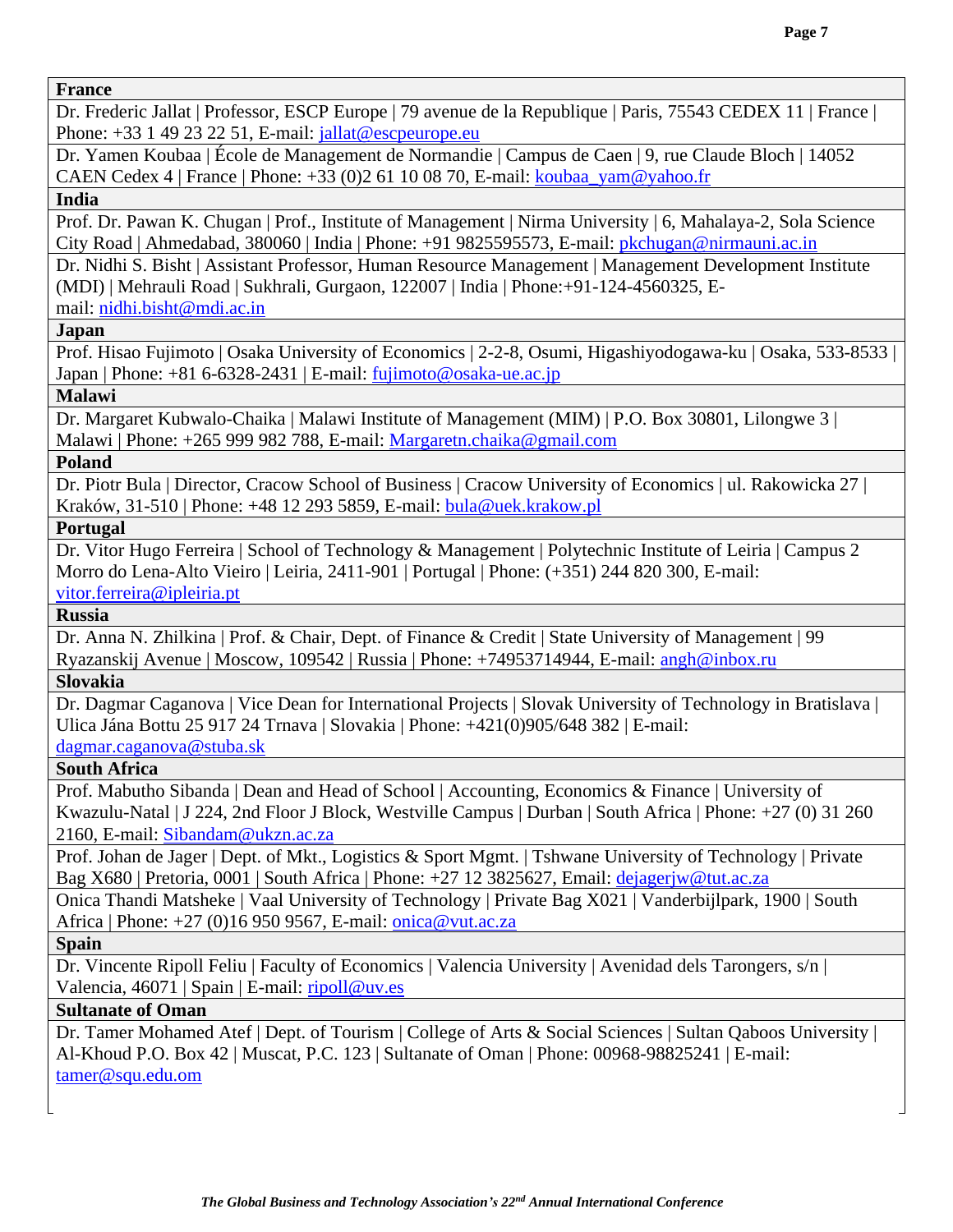| France |
| --- |
| Dr. Frederic Jallat \| Professor, ESCP Europe \| 79 avenue de la Republique \| Paris, 75543 CEDEX 11 \| France \| Phone: +33 1 49 23 22 51, E-mail: jallat@escpeurope.eu |
| Dr. Yamen Koubaa \| École de Management de Normandie \| Campus de Caen \| 9, rue Claude Bloch \| 14052 CAEN Cedex 4 \| France \| Phone: +33 (0)2 61 10 08 70, E-mail: koubaa_yam@yahoo.fr |
| **India** |
| Prof. Dr. Pawan K. Chugan \| Prof., Institute of Management \| Nirma University \| 6, Mahalaya-2, Sola Science City Road \| Ahmedabad, 380060 \| India \| Phone: +91 9825595573, E-mail: pkchugan@nirmauni.ac.in |
| Dr. Nidhi S. Bisht \| Assistant Professor, Human Resource Management \| Management Development Institute (MDI) \| Mehrauli Road \| Sukhrali, Gurgaon, 122007 \| India \| Phone:+91-124-4560325, E-mail: nidhi.bisht@mdi.ac.in |
| **Japan** |
| Prof. Hisao Fujimoto \| Osaka University of Economics \| 2-2-8, Osumi, Higashiyodogawa-ku \| Osaka, 533-8533 \| Japan \| Phone: +81 6-6328-2431 \| E-mail: fujimoto@osaka-ue.ac.jp |
| **Malawi** |
| Dr. Margaret Kubwalo-Chaika \| Malawi Institute of Management (MIM) \| P.O. Box 30801, Lilongwe 3 \| Malawi \| Phone: +265 999 982 788, E-mail: Margaretn.chaika@gmail.com |
| **Poland** |
| Dr. Piotr Bula \| Director, Cracow School of Business \| Cracow University of Economics \| ul. Rakowicka 27 \| Kraków, 31-510 \| Phone: +48 12 293 5859, E-mail: bula@uek.krakow.pl |
| **Portugal** |
| Dr. Vitor Hugo Ferreira \| School of Technology & Management \| Polytechnic Institute of Leiria \| Campus 2 Morro do Lena-Alto Vieiro \| Leiria, 2411-901 \| Portugal \| Phone: (+351) 244 820 300, E-mail: vitor.ferreira@ipleiria.pt |
| **Russia** |
| Dr. Anna N. Zhilkina \| Prof. & Chair, Dept. of Finance & Credit \| State University of Management \| 99 Ryazanskij Avenue \| Moscow, 109542 \| Russia \| Phone: +74953714944, E-mail: angh@inbox.ru |
| **Slovakia** |
| Dr. Dagmar Caganova \| Vice Dean for International Projects \| Slovak University of Technology in Bratislava \| Ulica Jána Bottu 25 917 24 Trnava \| Slovakia \| Phone: +421(0)905/648 382 \| E-mail: dagmar.caganova@stuba.sk |
| **South Africa** |
| Prof. Mabutho Sibanda \| Dean and Head of School \| Accounting, Economics & Finance \| University of Kwazulu-Natal \| J 224, 2nd Floor J Block, Westville Campus \| Durban \| South Africa \| Phone: +27 (0) 31 260 2160, E-mail: Sibandam@ukzn.ac.za |
| Prof. Johan de Jager \| Dept. of Mkt., Logistics & Sport Mgmt. \| Tshwane University of Technology \| Private Bag X680 \| Pretoria, 0001 \| South Africa \| Phone: +27 12 3825627, Email: dejagerjw@tut.ac.za |
| Onica Thandi Matsheke \| Vaal University of Technology \| Private Bag X021 \| Vanderbijlpark, 1900 \| South Africa \| Phone: +27 (0)16 950 9567, E-mail: onica@vut.ac.za |
| **Spain** |
| Dr. Vincente Ripoll Feliu \| Faculty of Economics \| Valencia University \| Avenidad dels Tarongers, s/n \| Valencia, 46071 \| Spain \| E-mail: ripoll@uv.es |
| **Sultanate of Oman** |
| Dr. Tamer Mohamed Atef \| Dept. of Tourism \| College of Arts & Social Sciences \| Sultan Qaboos University \| Al-Khoud P.O. Box 42 \| Muscat, P.C. 123 \| Sultanate of Oman \| Phone: 00968-98825241 \| E-mail: tamer@squ.edu.om |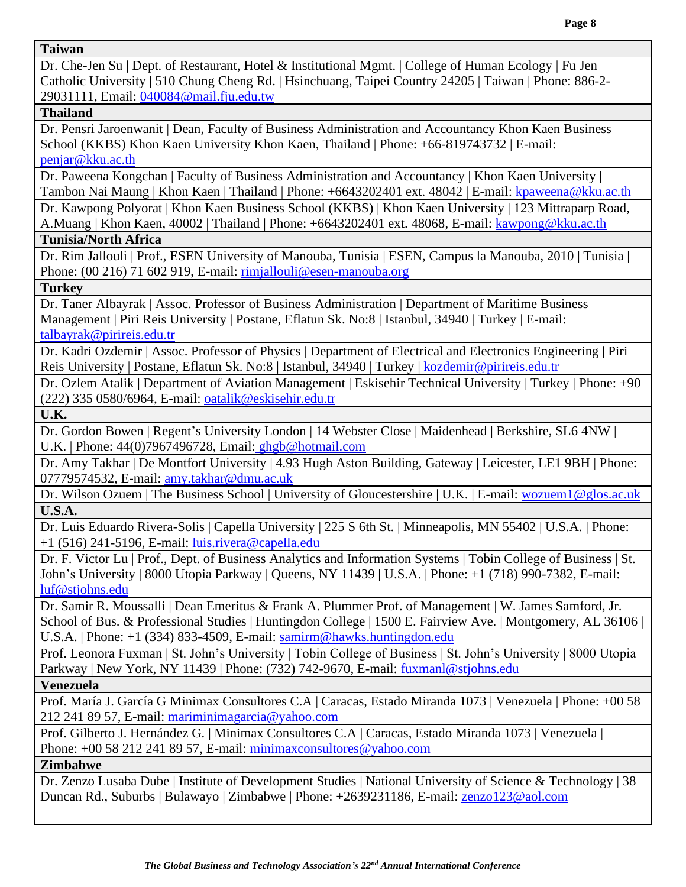| Taiwan |
|---|
| Dr. Che-Jen Su \| Dept. of Restaurant, Hotel & Institutional Mgmt. \| College of Human Ecology \| Fu Jen Catholic University \| 510 Chung Cheng Rd. \| Hsinchuang, Taipei Country 24205 \| Taiwan \| Phone: 886-2-29031111, Email: 040084@mail.fju.edu.tw |
| **Thailand** |
| Dr. Pensri Jaroenwanit \| Dean, Faculty of Business Administration and Accountancy Khon Kaen Business School (KKBS) Khon Kaen University Khon Kaen, Thailand \| Phone: +66-819743732 \| E-mail: penjar@kku.ac.th |
| Dr. Paweena Kongchan \| Faculty of Business Administration and Accountancy \| Khon Kaen University \| Tambon Nai Maung \| Khon Kaen \| Thailand \| Phone: +6643202401 ext. 48042 \| E-mail: kpaweena@kku.ac.th |
| Dr. Kawpong Polyorat \| Khon Kaen Business School (KKBS) \| Khon Kaen University \| 123 Mittraparp Road, A.Muang \| Khon Kaen, 40002 \| Thailand \| Phone: +6643202401 ext. 48068, E-mail: kawpong@kku.ac.th |
| **Tunisia/North Africa** |
| Dr. Rim Jallouli \| Prof., ESEN University of Manouba, Tunisia \| ESEN, Campus la Manouba, 2010 \| Tunisia \| Phone: (00 216) 71 602 919, E-mail: rimjallouli@esen-manouba.org |
| **Turkey** |
| Dr. Taner Albayrak \| Assoc. Professor of Business Administration \| Department of Maritime Business Management \| Piri Reis University \| Postane, Eflatun Sk. No:8 \| Istanbul, 34940 \| Turkey \| E-mail: talbayrak@pirireis.edu.tr |
| Dr. Kadri Ozdemir \| Assoc. Professor of Physics \| Department of Electrical and Electronics Engineering \| Piri Reis University \| Postane, Eflatun Sk. No:8 \| Istanbul, 34940 \| Turkey \| kozdemir@pirireis.edu.tr |
| Dr. Ozlem Atalik \| Department of Aviation Management \| Eskisehir Technical University \| Turkey \| Phone: +90 (222) 335 0580/6964, E-mail: oatalik@eskisehir.edu.tr |
| **U.K.** |
| Dr. Gordon Bowen \| Regent's University London \| 14 Webster Close \| Maidenhead \| Berkshire, SL6 4NW \| U.K. \| Phone: 44(0)7967496728, Email: ghgb@hotmail.com |
| Dr. Amy Takhar \| De Montfort University \| 4.93 Hugh Aston Building, Gateway \| Leicester, LE1 9BH \| Phone: 07779574532, E-mail: amy.takhar@dmu.ac.uk |
| Dr. Wilson Ozuem \| The Business School \| University of Gloucestershire \| U.K. \| E-mail: wozuem1@glos.ac.uk |
| **U.S.A.** |
| Dr. Luis Eduardo Rivera-Solis \| Capella University \| 225 S 6th St. \| Minneapolis, MN 55402 \| U.S.A. \| Phone: +1 (516) 241-5196, E-mail: luis.rivera@capella.edu |
| Dr. F. Victor Lu \| Prof., Dept. of Business Analytics and Information Systems \| Tobin College of Business \| St. John's University \| 8000 Utopia Parkway \| Queens, NY 11439 \| U.S.A. \| Phone: +1 (718) 990-7382, E-mail: luf@stjohns.edu |
| Dr. Samir R. Moussalli \| Dean Emeritus & Frank A. Plummer Prof. of Management \| W. James Samford, Jr. School of Bus. & Professional Studies \| Huntingdon College \| 1500 E. Fairview Ave. \| Montgomery, AL 36106 \| U.S.A. \| Phone: +1 (334) 833-4509, E-mail: samirm@hawks.huntingdon.edu |
| Prof. Leonora Fuxman \| St. John's University \| Tobin College of Business \| St. John's University \| 8000 Utopia Parkway \| New York, NY 11439 \| Phone: (732) 742-9670, E-mail: fuxmanl@stjohns.edu |
| **Venezuela** |
| Prof. María J. García G Minimax Consultores C.A \| Caracas, Estado Miranda 1073 \| Venezuela \| Phone: +00 58 212 241 89 57, E-mail: mariminimagarcia@yahoo.com |
| Prof. Gilberto J. Hernández G. \| Minimax Consultores C.A \| Caracas, Estado Miranda 1073 \| Venezuela \| Phone: +00 58 212 241 89 57, E-mail: minimaxconsultores@yahoo.com |
| **Zimbabwe** |
| Dr. Zenzo Lusaba Dube \| Institute of Development Studies \| National University of Science & Technology \| 38 Duncan Rd., Suburbs \| Bulawayo \| Zimbabwe \| Phone: +2639231186, E-mail: zenzo123@aol.com |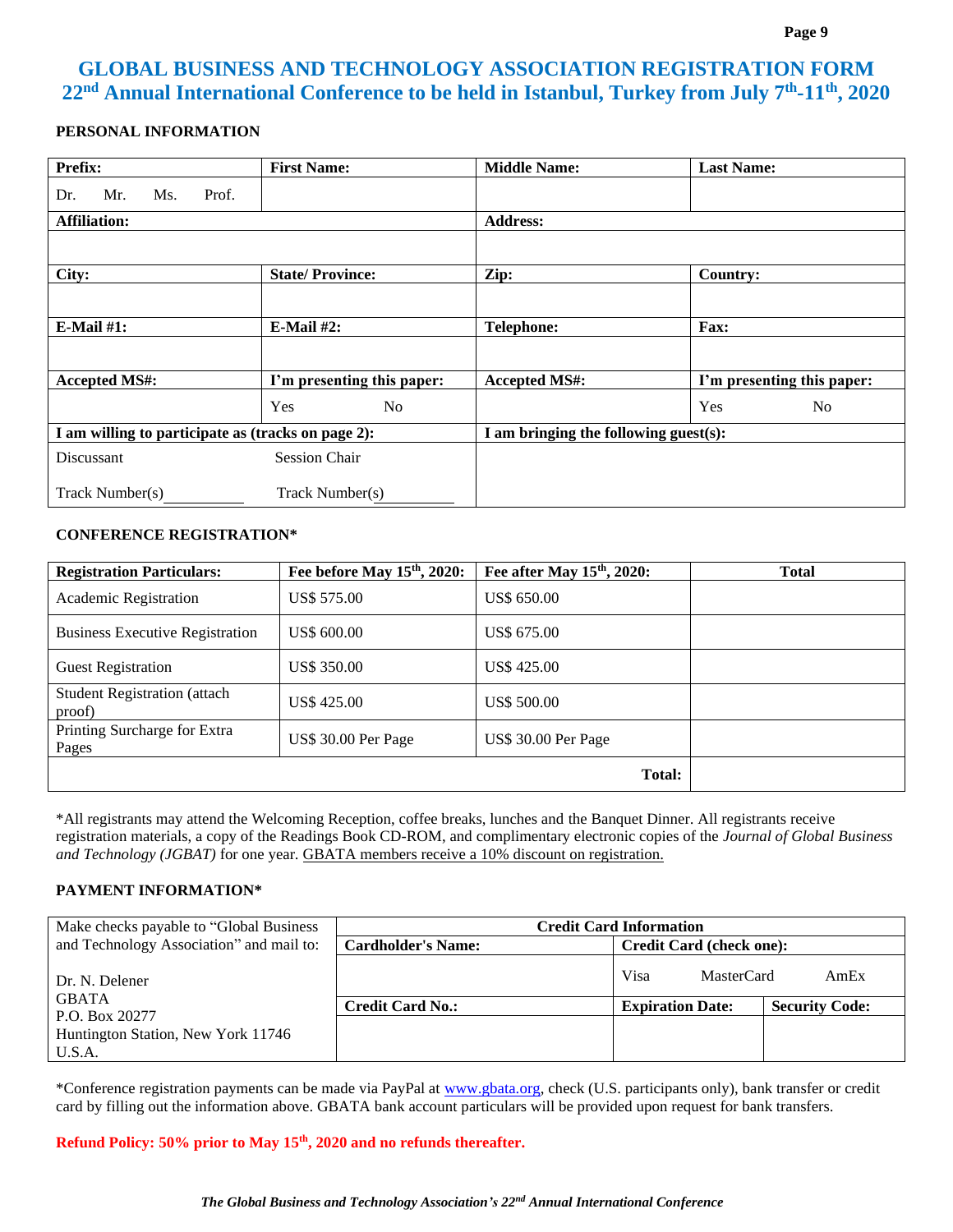# GLOBAL BUSINESS AND TECHNOLOGY ASSOCIATION REGISTRATION FORM

## 22nd Annual International Conference to be held in Istanbul, Turkey from July 7th-11th, 2020

**PERSONAL INFORMATION**

| **Prefix:** | **First Name:** | **Middle Name:** | **Last Name:** |
|---|---|---|---|
| Dr. Mr. Ms. Prof. | | | |
| **Affiliation:** | | **Address:** | |
| | | | |
| **City:** | **State/ Province:** | **Zip:** | **Country:** |
| | | | |
| **E-Mail #1:** | **E-Mail #2:** | **Telephone:** | **Fax:** |
| | | | |
| **Accepted MS#:** | **I'm presenting this paper:** | **Accepted MS#:** | **I'm presenting this paper:** |
| | Yes No | | Yes No |
| **I am willing to participate as (tracks on page 2):** | | **I am bringing the following guest(s):** | |
| Discussant<br>Track Number(s) ________ | Session Chair<br>Track Number(s) ________ | | |

**CONFERENCE REGISTRATION***

| **Registration Particulars:** | **Fee before May 15th, 2020:** | **Fee after May 15th, 2020:** | **Total** |
|---|---|---|---|
| Academic Registration | US$ 575.00 | US$ 650.00 | |
| Business Executive Registration | US$ 600.00 | US$ 675.00 | |
| Guest Registration | US$ 350.00 | US$ 425.00 | |
| Student Registration (attach proof) | US$ 425.00 | US$ 500.00 | |
| Printing Surcharge for Extra Pages | US$ 30.00 Per Page | US$ 30.00 Per Page | |
| | | **Total:** | |

*All registrants may attend the Welcoming Reception, coffee breaks, lunches and the Banquet Dinner. All registrants receive registration materials, a copy of the Readings Book CD-ROM, and complimentary electronic copies of the *Journal of Global Business and Technology (JGBAT)* for one year. GBATA members receive a 10% discount on registration.

**PAYMENT INFORMATION***

| Make checks payable to "Global Business and Technology Association" and mail to: | **Credit Card Information** | | |
|---|---|---|---|
| Dr. N. Delener<br>GBATA<br>P.O. Box 20277<br>Huntington Station, New York 11746<br>U.S.A. | **Cardholder's Name:** | **Credit Card (check one):** | |
| | | Visa MasterCard AmEx | |
| | **Credit Card No.:** | **Expiration Date:** | **Security Code:** |
| | | | |

*Conference registration payments can be made via PayPal at www.gbata.org, check (U.S. participants only), bank transfer or credit card by filling out the information above. GBATA bank account particulars will be provided upon request for bank transfers.

**Refund Policy: 50% prior to May 15th, 2020 and no refunds thereafter.**